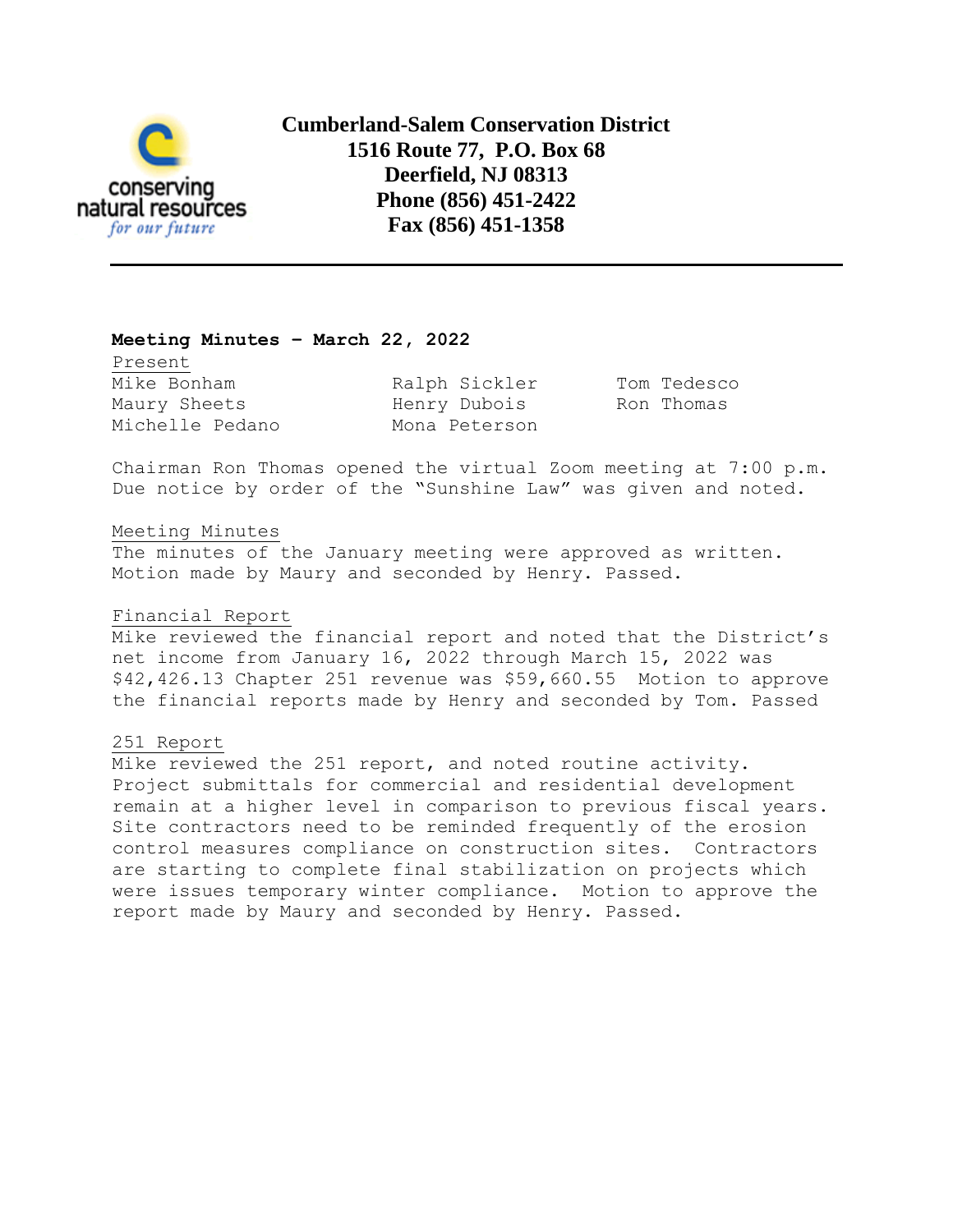**Cumberland-Salem Conservation District**
**1516 Route 77, P.O. Box 68**
**Deerfield, NJ 08313**
**Phone (856) 451-2422**
**Fax (856) 451-1358**

---

**Meeting Minutes – March 22, 2022**

Present

| | | |
|---|---|---|
| Mike Bonham | Ralph Sickler | Tom Tedesco |
| Maury Sheets | Henry Dubois | Ron Thomas |
| Michelle Pedano | Mona Peterson | |

Chairman Ron Thomas opened the virtual Zoom meeting at 7:00 p.m. Due notice by order of the "Sunshine Law" was given and noted.

Meeting Minutes

The minutes of the January meeting were approved as written. Motion made by Maury and seconded by Henry. Passed.

Financial Report

Mike reviewed the financial report and noted that the District's net income from January 16, 2022 through March 15, 2022 was $42,426.13 Chapter 251 revenue was $59,660.55 Motion to approve the financial reports made by Henry and seconded by Tom. Passed

251 Report

Mike reviewed the 251 report, and noted routine activity. Project submittals for commercial and residential development remain at a higher level in comparison to previous fiscal years. Site contractors need to be reminded frequently of the erosion control measures compliance on construction sites. Contractors are starting to complete final stabilization on projects which were issues temporary winter compliance. Motion to approve the report made by Maury and seconded by Henry. Passed.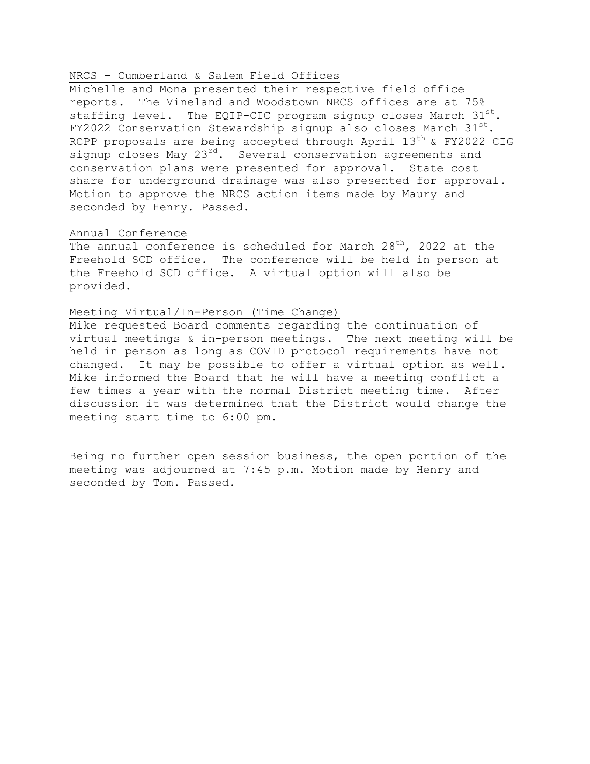## NRCS – Cumberland & Salem Field Offices

Michelle and Mona presented their respective field office reports. The Vineland and Woodstown NRCS offices are at 75% staffing level. The EQIP-CIC program signup closes March 31st. FY2022 Conservation Stewardship signup also closes March 31st. RCPP proposals are being accepted through April 13th & FY2022 CIG signup closes May 23rd. Several conservation agreements and conservation plans were presented for approval. State cost share for underground drainage was also presented for approval. Motion to approve the NRCS action items made by Maury and seconded by Henry. Passed.

## Annual Conference

The annual conference is scheduled for March 28th, 2022 at the Freehold SCD office. The conference will be held in person at the Freehold SCD office. A virtual option will also be provided.

## Meeting Virtual/In-Person (Time Change)

Mike requested Board comments regarding the continuation of virtual meetings & in-person meetings. The next meeting will be held in person as long as COVID protocol requirements have not changed. It may be possible to offer a virtual option as well. Mike informed the Board that he will have a meeting conflict a few times a year with the normal District meeting time. After discussion it was determined that the District would change the meeting start time to 6:00 pm.

Being no further open session business, the open portion of the meeting was adjourned at 7:45 p.m. Motion made by Henry and seconded by Tom. Passed.